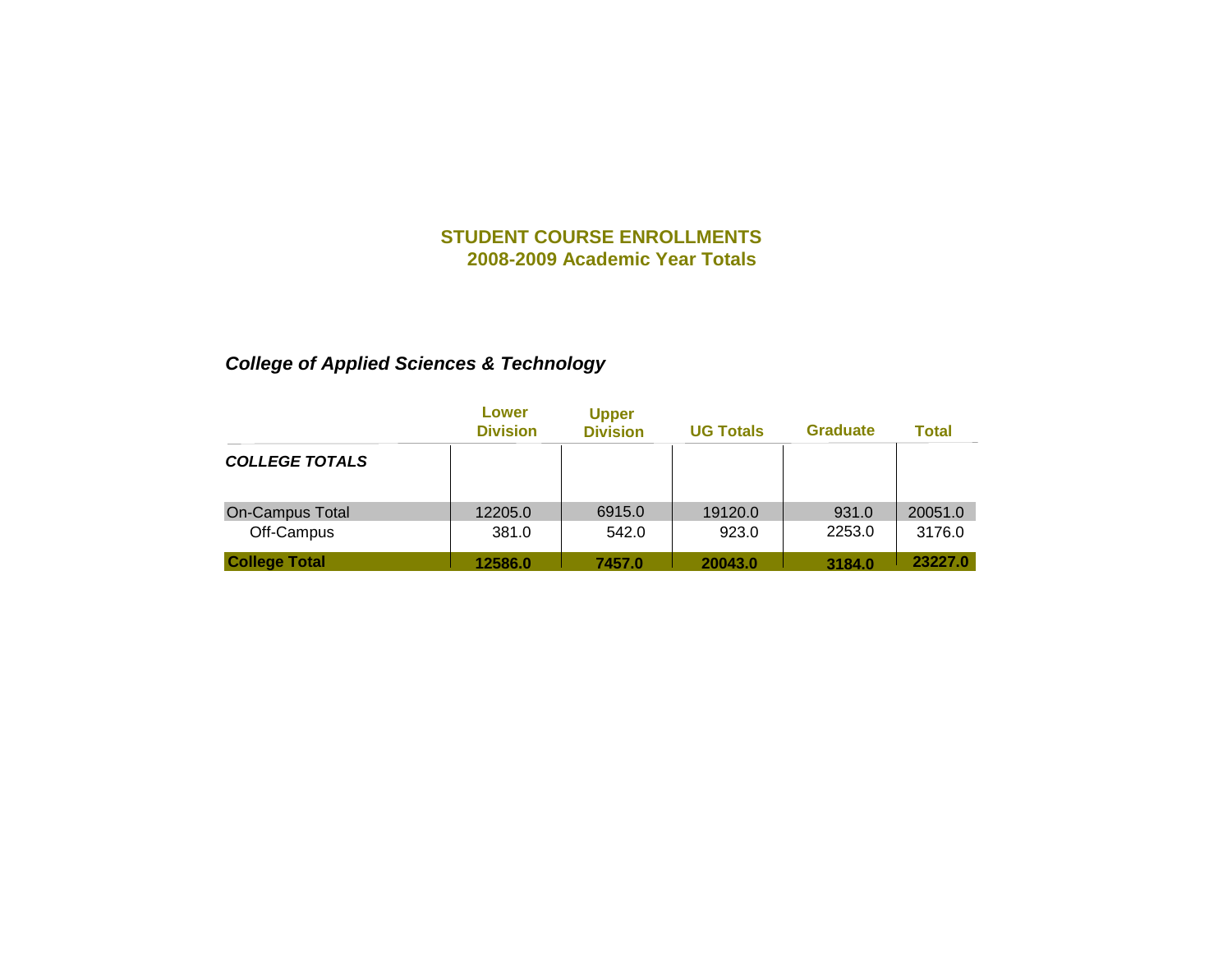# STUDENT COURSE ENROLLMENTS
## 2008-2009 Academic Year Totals

### *College of Applied Sciences & Technology*

| | Lower Division | Upper Division | UG Totals | Graduate | Total |
|---|---|---|---|---|---|
| ***COLLEGE TOTALS*** | | | | | |
| On-Campus Total | 12205.0 | 6915.0 | 19120.0 | 931.0 | 20051.0 |
| Off-Campus | 381.0 | 542.0 | 923.0 | 2253.0 | 3176.0 |
| **College Total** | **12586.0** | **7457.0** | **20043.0** | **3184.0** | **23227.0** |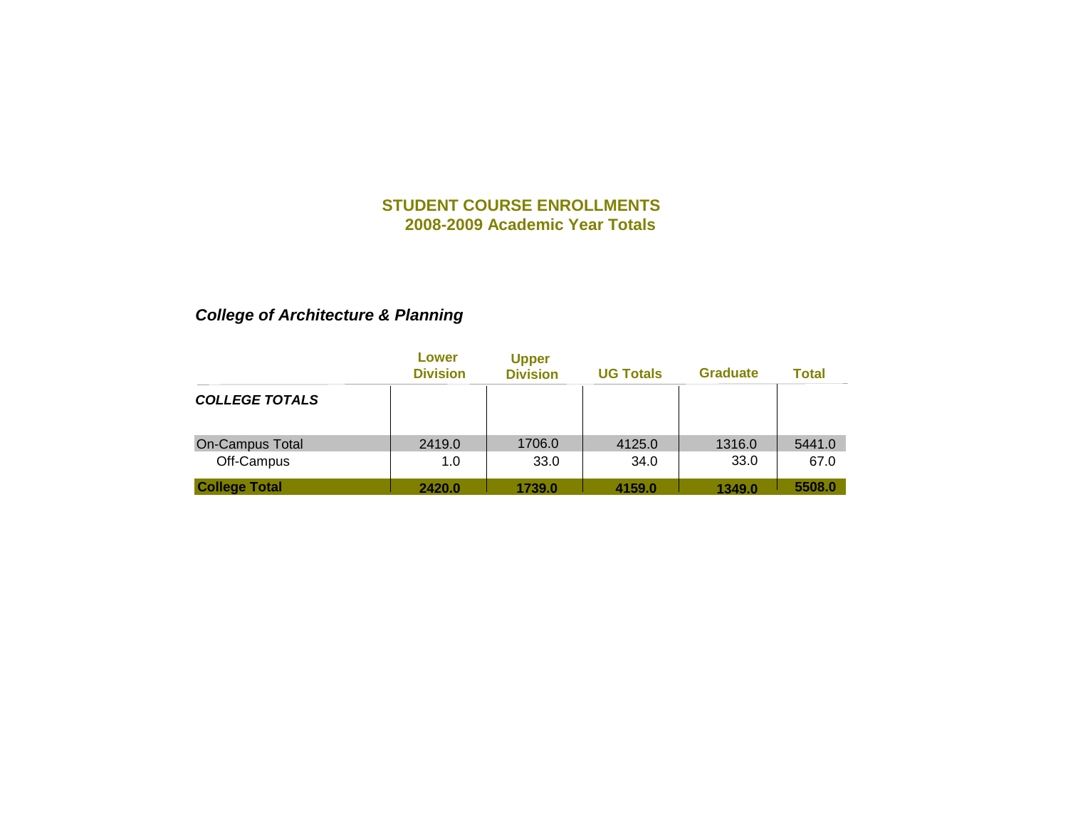## STUDENT COURSE ENROLLMENTS
### 2008-2009 Academic Year Totals

### *College of Architecture & Planning*

| | Lower Division | Upper Division | UG Totals | Graduate | Total |
|---|---|---|---|---|---|
| ***COLLEGE TOTALS*** | | | | | |
| On-Campus Total | 2419.0 | 1706.0 | 4125.0 | 1316.0 | 5441.0 |
| Off-Campus | 1.0 | 33.0 | 34.0 | 33.0 | 67.0 |
| **College Total** | **2420.0** | **1739.0** | **4159.0** | **1349.0** | **5508.0** |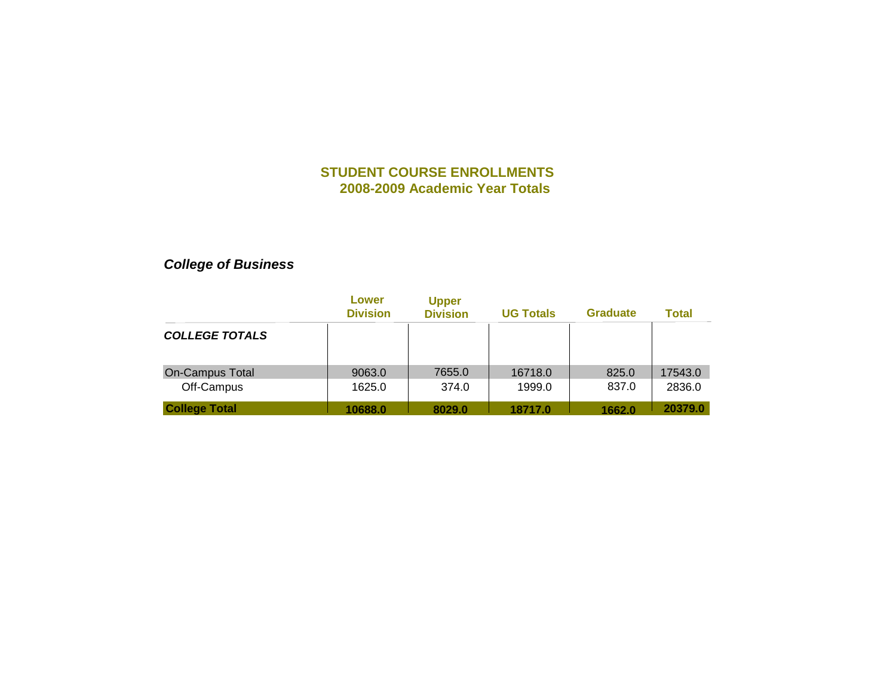# STUDENT COURSE ENROLLMENTS
## 2008-2009 Academic Year Totals

### *College of Business*

| | Lower Division | Upper Division | UG Totals | Graduate | Total |
|---|---|---|---|---|---|
| ***COLLEGE TOTALS*** | | | | | |
| On-Campus Total | 9063.0 | 7655.0 | 16718.0 | 825.0 | 17543.0 |
| Off-Campus | 1625.0 | 374.0 | 1999.0 | 837.0 | 2836.0 |
| **College Total** | **10688.0** | **8029.0** | **18717.0** | **1662.0** | **20379.0** |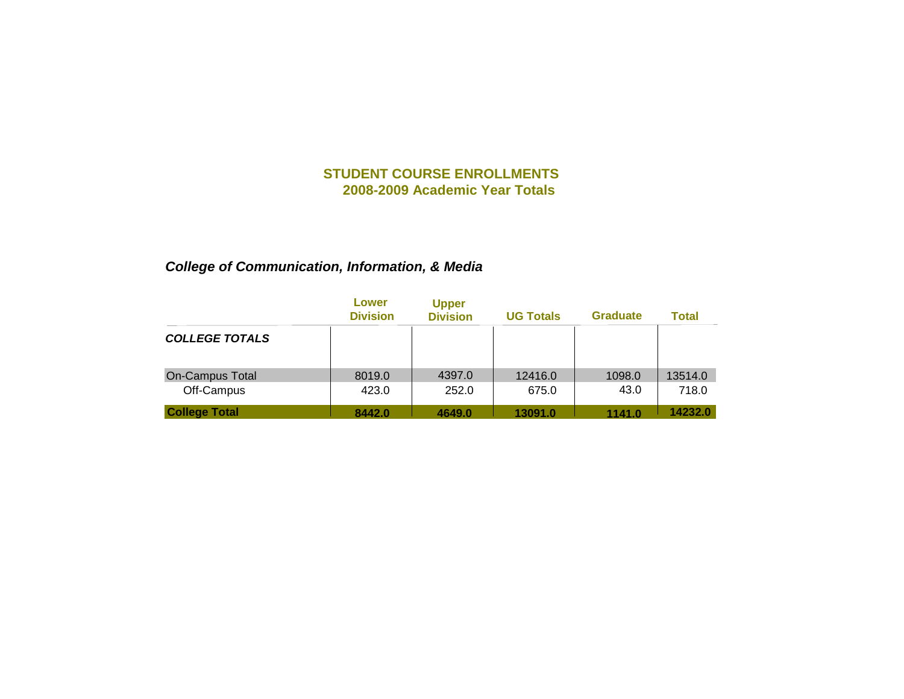## STUDENT COURSE ENROLLMENTS
### 2008-2009 Academic Year Totals

***College of Communication, Information, & Media***

| | Lower Division | Upper Division | UG Totals | Graduate | Total |
|---|---|---|---|---|---|
| ***COLLEGE TOTALS*** | | | | | |
| On-Campus Total | 8019.0 | 4397.0 | 12416.0 | 1098.0 | 13514.0 |
| Off-Campus | 423.0 | 252.0 | 675.0 | 43.0 | 718.0 |
| **College Total** | **8442.0** | **4649.0** | **13091.0** | **1141.0** | **14232.0** |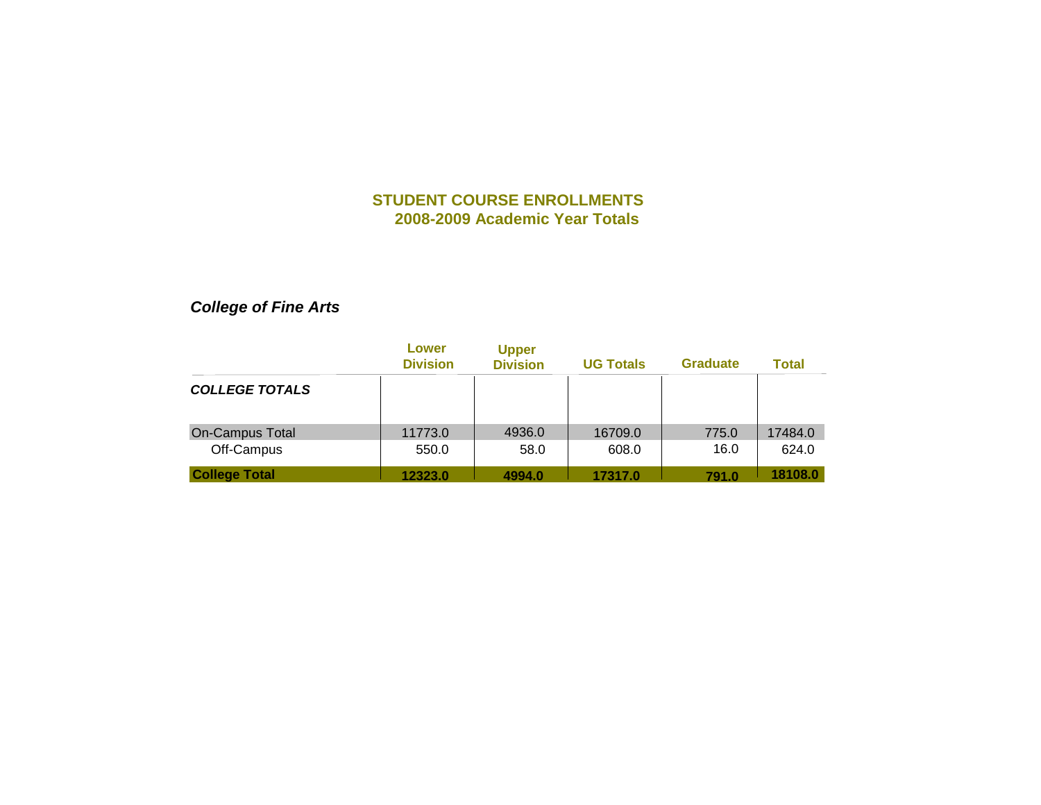# STUDENT COURSE ENROLLMENTS
## 2008-2009 Academic Year Totals

### *College of Fine Arts*

| | Lower Division | Upper Division | UG Totals | Graduate | Total |
|---|---|---|---|---|---|
| ***COLLEGE TOTALS*** | | | | | |
| On-Campus Total | 11773.0 | 4936.0 | 16709.0 | 775.0 | 17484.0 |
| Off-Campus | 550.0 | 58.0 | 608.0 | 16.0 | 624.0 |
| **College Total** | **12323.0** | **4994.0** | **17317.0** | **791.0** | **18108.0** |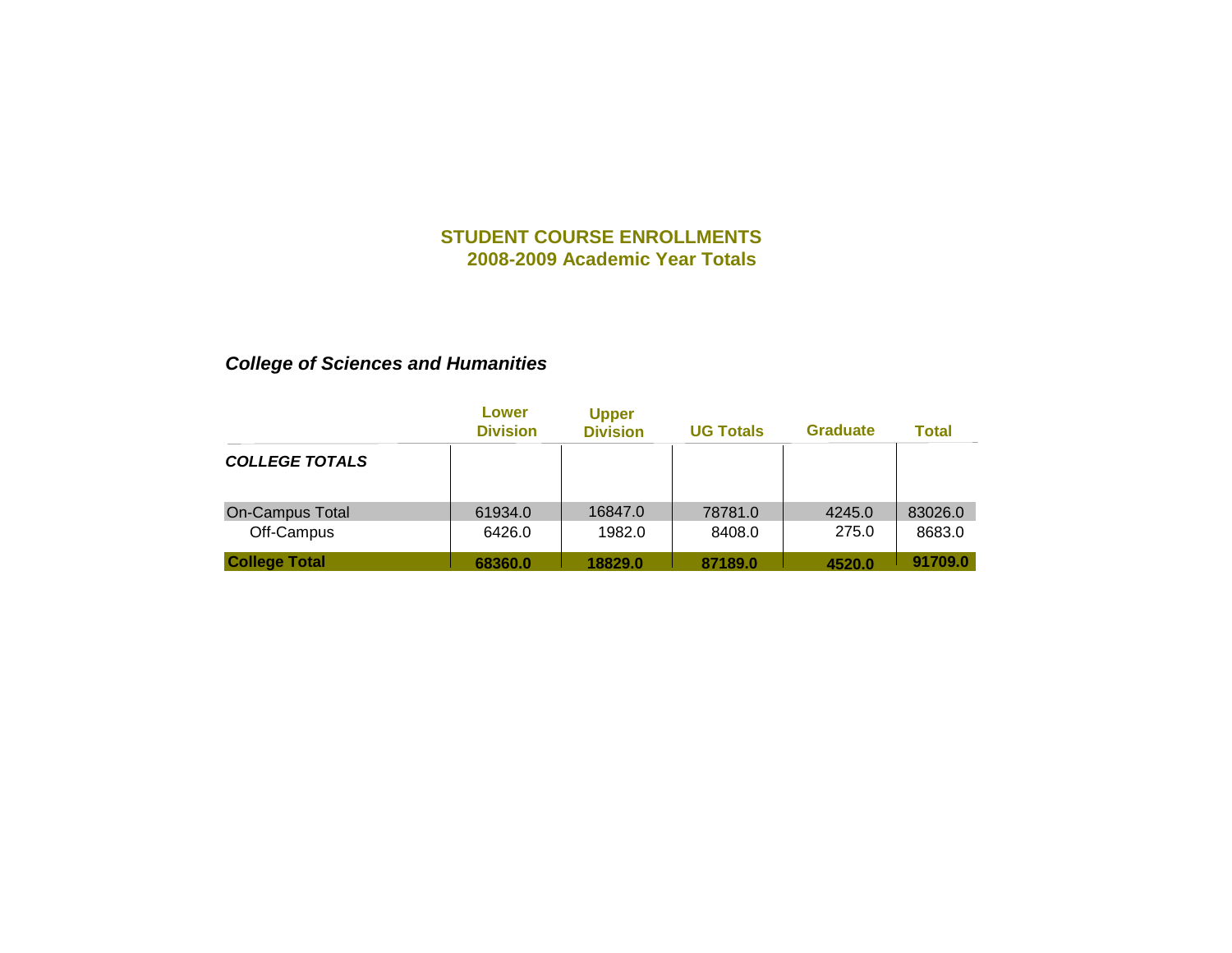# STUDENT COURSE ENROLLMENTS
## 2008-2009 Academic Year Totals

### *College of Sciences and Humanities*

| | Lower Division | Upper Division | UG Totals | Graduate | Total |
|---|---|---|---|---|---|
| ***COLLEGE TOTALS*** | | | | | |
| On-Campus Total | 61934.0 | 16847.0 | 78781.0 | 4245.0 | 83026.0 |
| Off-Campus | 6426.0 | 1982.0 | 8408.0 | 275.0 | 8683.0 |
| **College Total** | **68360.0** | **18829.0** | **87189.0** | **4520.0** | **91709.0** |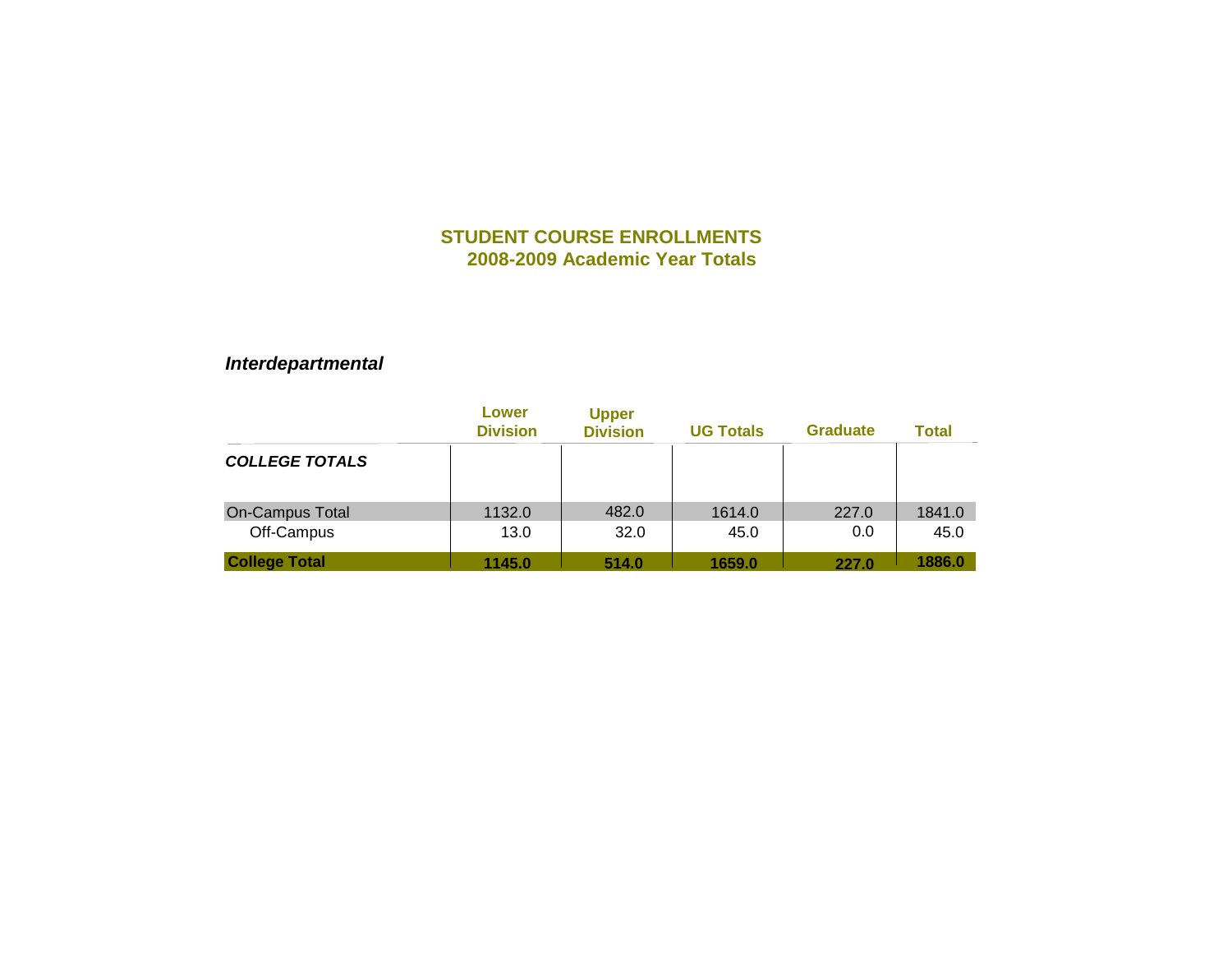## STUDENT COURSE ENROLLMENTS
## 2008-2009 Academic Year Totals

### *Interdepartmental*

| | Lower Division | Upper Division | UG Totals | Graduate | Total |
|---|---|---|---|---|---|
| ***COLLEGE TOTALS*** | | | | | |
| On-Campus Total | 1132.0 | 482.0 | 1614.0 | 227.0 | 1841.0 |
| Off-Campus | 13.0 | 32.0 | 45.0 | 0.0 | 45.0 |
| **College Total** | **1145.0** | **514.0** | **1659.0** | **227.0** | **1886.0** |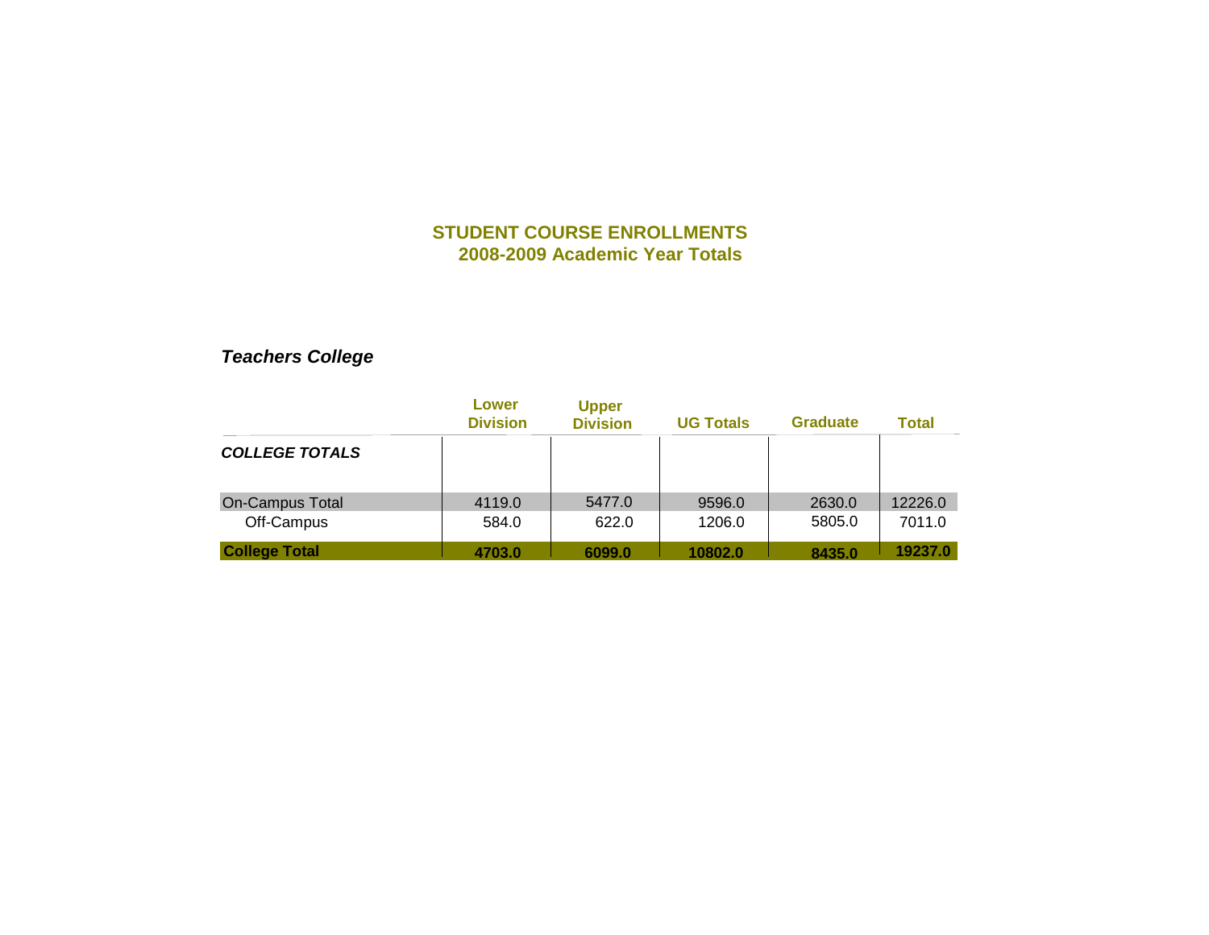# STUDENT COURSE ENROLLMENTS
## 2008-2009 Academic Year Totals

### *Teachers College*

| | Lower Division | Upper Division | UG Totals | Graduate | Total |
|---|---|---|---|---|---|
| ***COLLEGE TOTALS*** | | | | | |
| On-Campus Total | 4119.0 | 5477.0 | 9596.0 | 2630.0 | 12226.0 |
| Off-Campus | 584.0 | 622.0 | 1206.0 | 5805.0 | 7011.0 |
| **College Total** | **4703.0** | **6099.0** | **10802.0** | **8435.0** | **19237.0** |